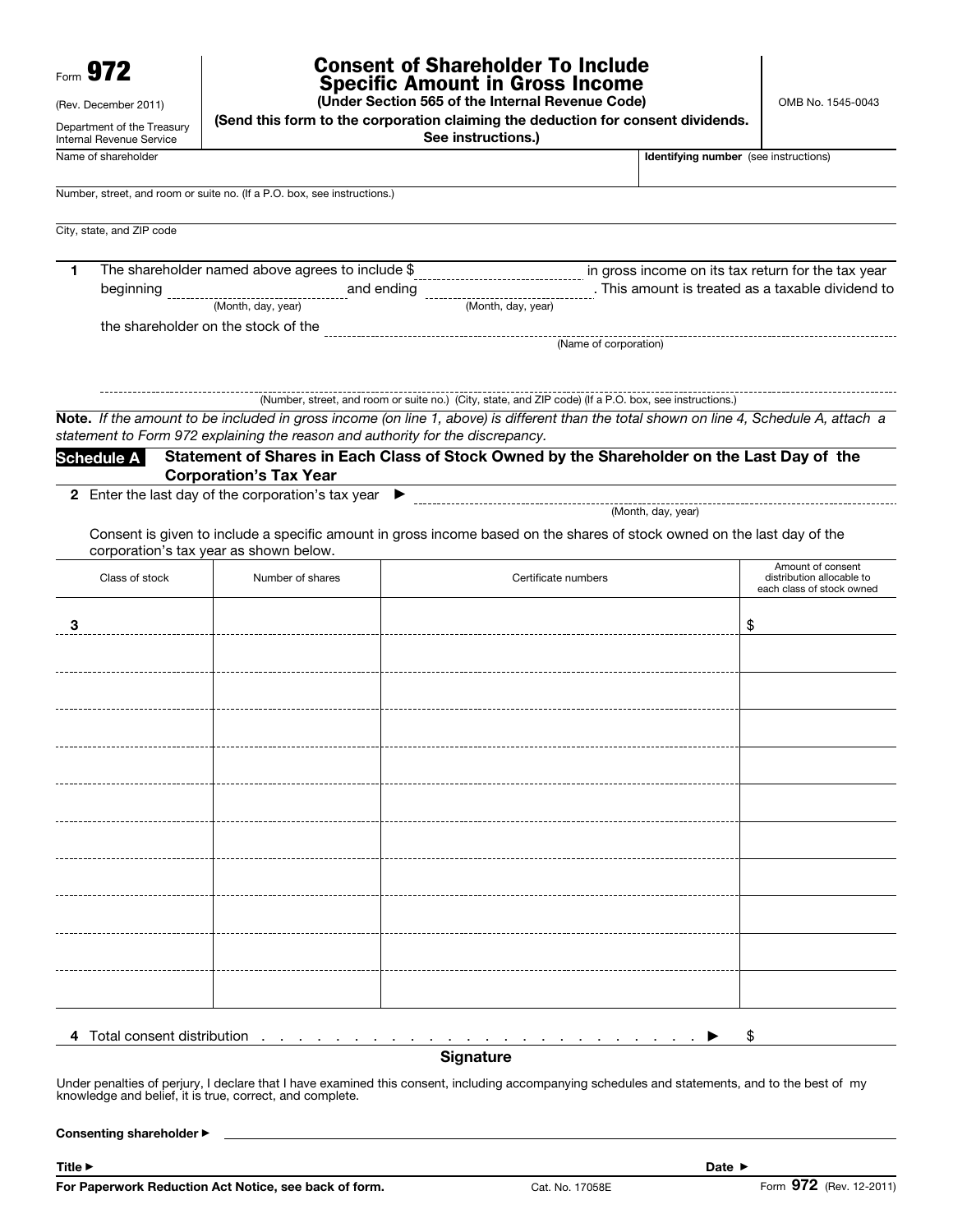Form **972**

(Rev. December 2011)

Department of the Treasury
Internal Revenue Service

# Consent of Shareholder To Include Specific Amount in Gross Income

**(Under Section 565 of the Internal Revenue Code)**

**(Send this form to the corporation claiming the deduction for consent dividends. See instructions.)**

OMB No. 1545-0043

| Name of shareholder | **Identifying number** (see instructions) |
|---|---|
| | |

Number, street, and room or suite no. (If a P.O. box, see instructions.)

City, state, and ZIP code

**1** The shareholder named above agrees to include $ ____________ in gross income on its tax return for the tax year beginning ____________ (Month, day, year) and ending ____________ (Month, day, year). This amount is treated as a taxable dividend to the shareholder on the stock of the ____________ (Name of corporation)

____________ (Number, street, and room or suite no.) (City, state, and ZIP code) (If a P.O. box, see instructions.)

**Note.** *If the amount to be included in gross income (on line 1, above) is different than the total shown on line 4, Schedule A, attach a statement to Form 972 explaining the reason and authority for the discrepancy.*

## Schedule A — Statement of Shares in Each Class of Stock Owned by the Shareholder on the Last Day of the Corporation's Tax Year

**2** Enter the last day of the corporation's tax year ► ____________ (Month, day, year)

Consent is given to include a specific amount in gross income based on the shares of stock owned on the last day of the corporation's tax year as shown below.

| Class of stock | Number of shares | Certificate numbers | Amount of consent distribution allocable to each class of stock owned |
|---|---|---|---|
| **3** | | | $ |
| | | | |
| | | | |
| | | | |
| | | | |
| | | | |
| | | | |
| | | | |
| | | | |
| | | | |

**4** Total consent distribution . . . . . . . . . . . . . . . . . . . . . . . . . . . . . ► $

### Signature

Under penalties of perjury, I declare that I have examined this consent, including accompanying schedules and statements, and to the best of my knowledge and belief, it is true, correct, and complete.

**Consenting shareholder ►** ____________

**Title ►** ____________ **Date ►** ____________

**For Paperwork Reduction Act Notice, see back of form.** Cat. No. 17058E Form **972** (Rev. 12-2011)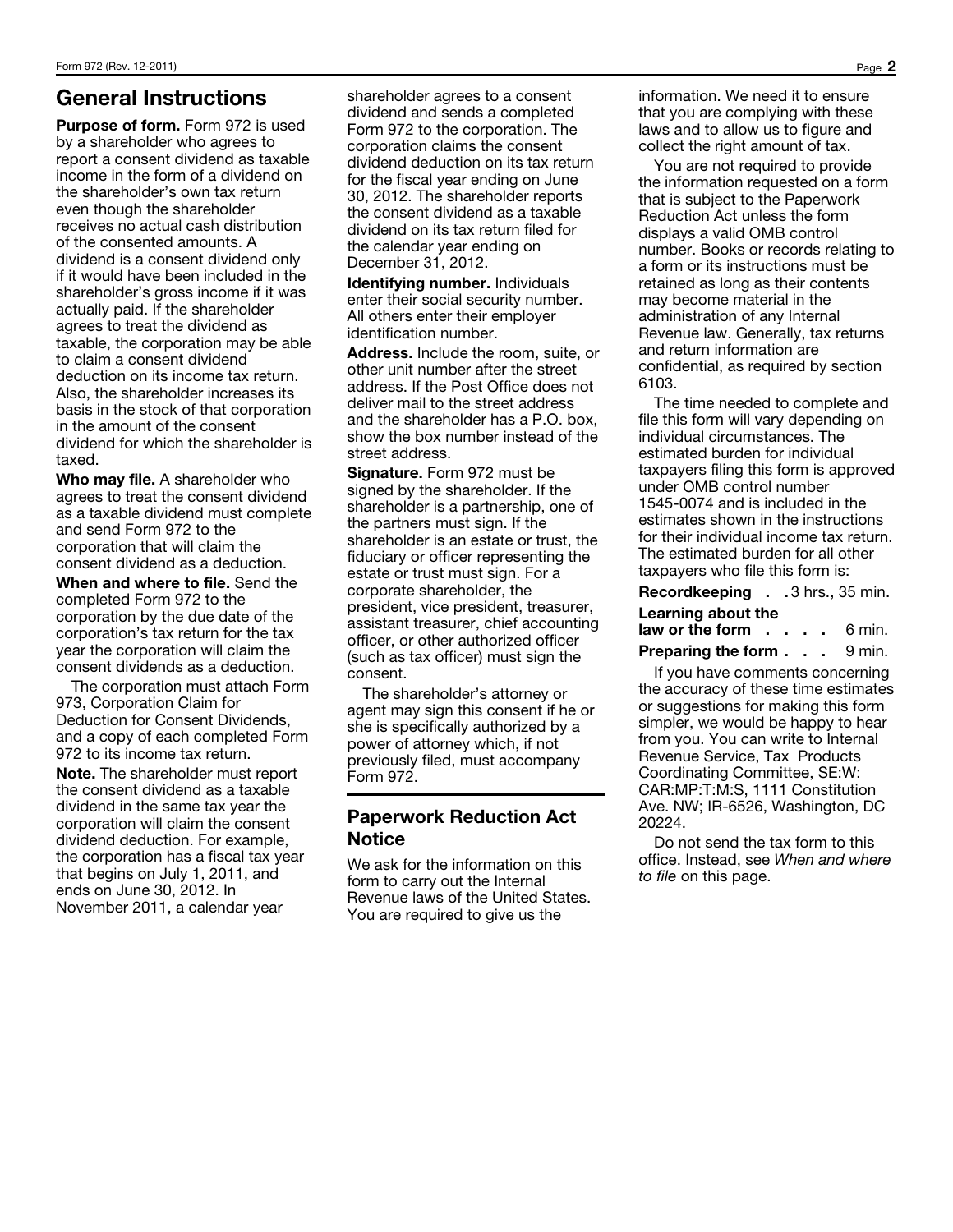## General Instructions

**Purpose of form.** Form 972 is used by a shareholder who agrees to report a consent dividend as taxable income in the form of a dividend on the shareholder's own tax return even though the shareholder receives no actual cash distribution of the consented amounts. A dividend is a consent dividend only if it would have been included in the shareholder's gross income if it was actually paid. If the shareholder agrees to treat the dividend as taxable, the corporation may be able to claim a consent dividend deduction on its income tax return. Also, the shareholder increases its basis in the stock of that corporation in the amount of the consent dividend for which the shareholder is taxed.

**Who may file.** A shareholder who agrees to treat the consent dividend as a taxable dividend must complete and send Form 972 to the corporation that will claim the consent dividend as a deduction.

**When and where to file.** Send the completed Form 972 to the corporation by the due date of the corporation's tax return for the tax year the corporation will claim the consent dividends as a deduction.

The corporation must attach Form 973, Corporation Claim for Deduction for Consent Dividends, and a copy of each completed Form 972 to its income tax return.

**Note.** The shareholder must report the consent dividend as a taxable dividend in the same tax year the corporation will claim the consent dividend deduction. For example, the corporation has a fiscal tax year that begins on July 1, 2011, and ends on June 30, 2012. In November 2011, a calendar year shareholder agrees to a consent dividend and sends a completed Form 972 to the corporation. The corporation claims the consent dividend deduction on its tax return for the fiscal year ending on June 30, 2012. The shareholder reports the consent dividend as a taxable dividend on its tax return filed for the calendar year ending on December 31, 2012.

**Identifying number.** Individuals enter their social security number. All others enter their employer identification number.

**Address.** Include the room, suite, or other unit number after the street address. If the Post Office does not deliver mail to the street address and the shareholder has a P.O. box, show the box number instead of the street address.

**Signature.** Form 972 must be signed by the shareholder. If the shareholder is a partnership, one of the partners must sign. If the shareholder is an estate or trust, the fiduciary or officer representing the estate or trust must sign. For a corporate shareholder, the president, vice president, treasurer, assistant treasurer, chief accounting officer, or other authorized officer (such as tax officer) must sign the consent.

The shareholder's attorney or agent may sign this consent if he or she is specifically authorized by a power of attorney which, if not previously filed, must accompany Form 972.

## Paperwork Reduction Act Notice

We ask for the information on this form to carry out the Internal Revenue laws of the United States. You are required to give us the information. We need it to ensure that you are complying with these laws and to allow us to figure and collect the right amount of tax.

You are not required to provide the information requested on a form that is subject to the Paperwork Reduction Act unless the form displays a valid OMB control number. Books or records relating to a form or its instructions must be retained as long as their contents may become material in the administration of any Internal Revenue law. Generally, tax returns and return information are confidential, as required by section 6103.

The time needed to complete and file this form will vary depending on individual circumstances. The estimated burden for individual taxpayers filing this form is approved under OMB control number 1545-0074 and is included in the estimates shown in the instructions for their individual income tax return. The estimated burden for all other taxpayers who file this form is:

**Recordkeeping** . . 3 hrs., 35 min.

**Learning about the law or the form** . . . . 6 min.

**Preparing the form** . . . 9 min.

If you have comments concerning the accuracy of these time estimates or suggestions for making this form simpler, we would be happy to hear from you. You can write to Internal Revenue Service, Tax Products Coordinating Committee, SE:W:CAR:MP:T:M:S, 1111 Constitution Ave. NW; IR-6526, Washington, DC 20224.

Do not send the tax form to this office. Instead, see *When and where to file* on this page.